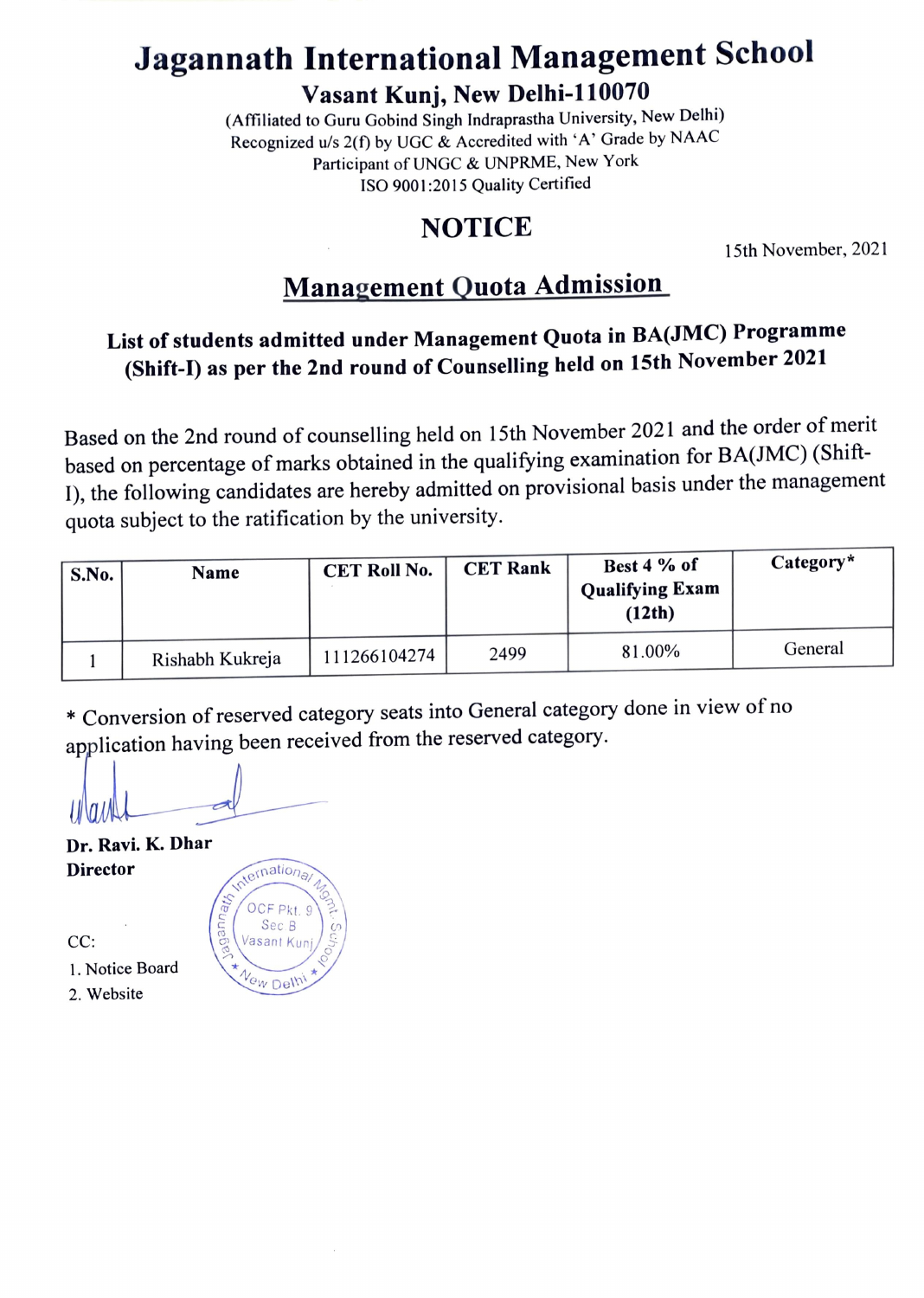# Jagannath International Management School

## Vasant Kunj, New Delhi-110070

(Affiliated to Guru Gobind Singh Indraprastha University, New Delhi)
Recognized u/s 2(f) by UGC & Accredited with 'A' Grade by NAAC
Participant of UNGC & UNPRME, New York
ISO 9001:2015 Quality Certified

## NOTICE

15th November, 2021

## Management Quota Admission

**List of students admitted under Management Quota in BA(JMC) Programme (Shift-I) as per the 2nd round of Counselling held on 15th November 2021**

Based on the 2nd round of counselling held on 15th November 2021 and the order of merit based on percentage of marks obtained in the qualifying examination for BA(JMC) (Shift-I), the following candidates are hereby admitted on provisional basis under the management quota subject to the ratification by the university.

| S.No. | Name | CET Roll No. | CET Rank | Best 4 % of Qualifying Exam (12th) | Category* |
|---|---|---|---|---|---|
| 1 | Rishabh Kukreja | 111266104274 | 2499 | 81.00% | General |

* Conversion of reserved category seats into General category done in view of no application having been received from the reserved category.

**Dr. Ravi. K. Dhar**
**Director**

CC:

1. Notice Board
2. Website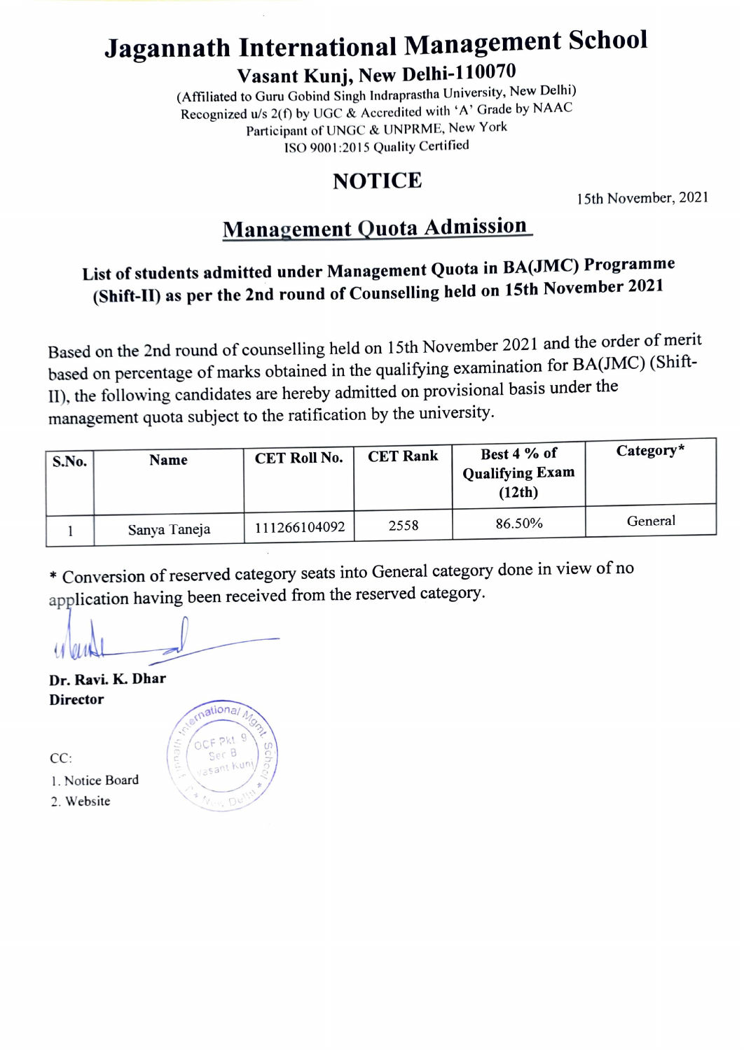# Jagannath International Management School

**Vasant Kunj, New Delhi-110070**

(Affiliated to Guru Gobind Singh Indraprastha University, New Delhi)
Recognized u/s 2(f) by UGC & Accredited with 'A' Grade by NAAC
Participant of UNGC & UNPRME, New York
ISO 9001:2015 Quality Certified

## NOTICE

15th November, 2021

## Management Quota Admission

### List of students admitted under Management Quota in BA(JMC) Programme (Shift-II) as per the 2nd round of Counselling held on 15th November 2021

Based on the 2nd round of counselling held on 15th November 2021 and the order of merit based on percentage of marks obtained in the qualifying examination for BA(JMC) (Shift-II), the following candidates are hereby admitted on provisional basis under the management quota subject to the ratification by the university.

| S.No. | Name | CET Roll No. | CET Rank | Best 4 % of Qualifying Exam (12th) | Category* |
|---|---|---|---|---|---|
| 1 | Sanya Taneja | 111266104092 | 2558 | 86.50% | General |

* Conversion of reserved category seats into General category done in view of no application having been received from the reserved category.

**Dr. Ravi. K. Dhar**
**Director**

CC:
1. Notice Board
2. Website